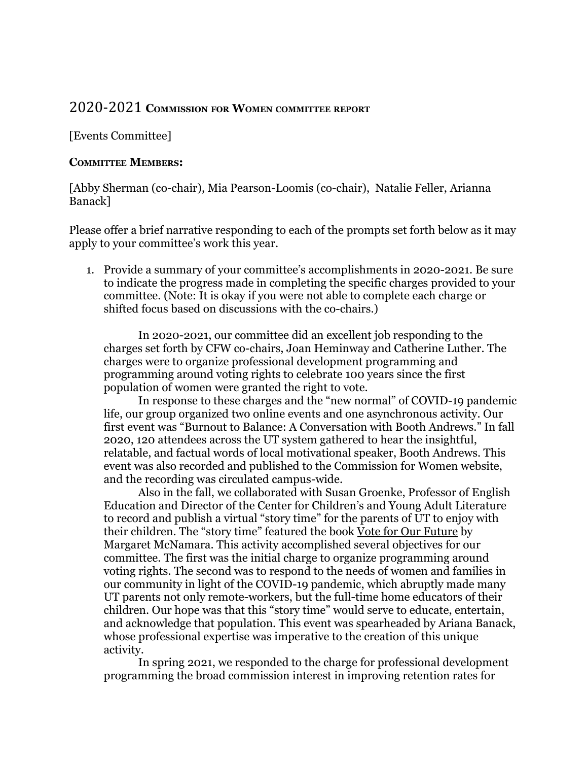# 2020-2021 Commission for Women committee report

[Events Committee]

**Committee Members:**

[Abby Sherman (co-chair), Mia Pearson-Loomis (co-chair), Natalie Feller, Arianna Banack]

Please offer a brief narrative responding to each of the prompts set forth below as it may apply to your committee's work this year.

1. Provide a summary of your committee's accomplishments in 2020-2021. Be sure to indicate the progress made in completing the specific charges provided to your committee. (Note: It is okay if you were not able to complete each charge or shifted focus based on discussions with the co-chairs.)

   In 2020-2021, our committee did an excellent job responding to the charges set forth by CFW co-chairs, Joan Heminway and Catherine Luther. The charges were to organize professional development programming and programming around voting rights to celebrate 100 years since the first population of women were granted the right to vote.

   In response to these charges and the "new normal" of COVID-19 pandemic life, our group organized two online events and one asynchronous activity. Our first event was "Burnout to Balance: A Conversation with Booth Andrews." In fall 2020, 120 attendees across the UT system gathered to hear the insightful, relatable, and factual words of local motivational speaker, Booth Andrews. This event was also recorded and published to the Commission for Women website, and the recording was circulated campus-wide.

   Also in the fall, we collaborated with Susan Groenke, Professor of English Education and Director of the Center for Children's and Young Adult Literature to record and publish a virtual "story time" for the parents of UT to enjoy with their children. The "story time" featured the book <u>Vote for Our Future</u> by Margaret McNamara. This activity accomplished several objectives for our committee. The first was the initial charge to organize programming around voting rights. The second was to respond to the needs of women and families in our community in light of the COVID-19 pandemic, which abruptly made many UT parents not only remote-workers, but the full-time home educators of their children. Our hope was that this "story time" would serve to educate, entertain, and acknowledge that population. This event was spearheaded by Ariana Banack, whose professional expertise was imperative to the creation of this unique activity.

   In spring 2021, we responded to the charge for professional development programming the broad commission interest in improving retention rates for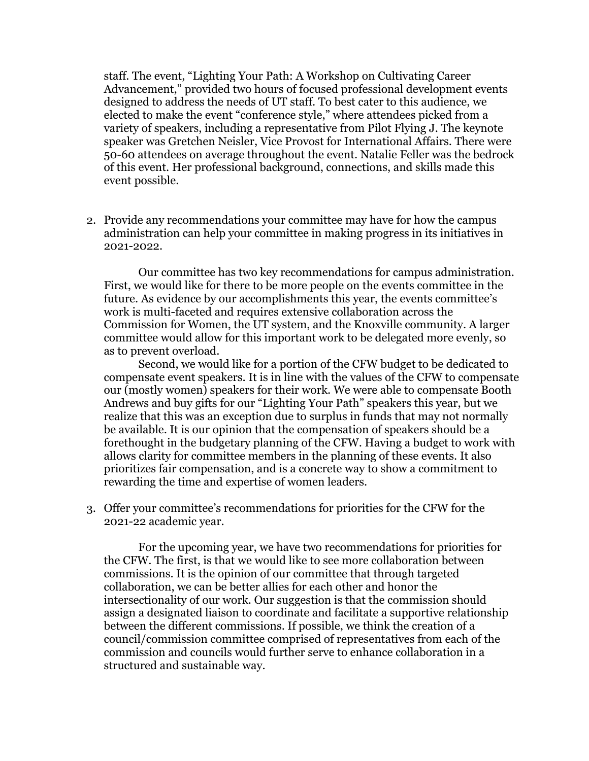staff. The event, "Lighting Your Path: A Workshop on Cultivating Career Advancement," provided two hours of focused professional development events designed to address the needs of UT staff. To best cater to this audience, we elected to make the event "conference style," where attendees picked from a variety of speakers, including a representative from Pilot Flying J. The keynote speaker was Gretchen Neisler, Vice Provost for International Affairs. There were 50-60 attendees on average throughout the event. Natalie Feller was the bedrock of this event. Her professional background, connections, and skills made this event possible.

2. Provide any recommendations your committee may have for how the campus administration can help your committee in making progress in its initiatives in 2021-2022.

   Our committee has two key recommendations for campus administration. First, we would like for there to be more people on the events committee in the future. As evidence by our accomplishments this year, the events committee's work is multi-faceted and requires extensive collaboration across the Commission for Women, the UT system, and the Knoxville community. A larger committee would allow for this important work to be delegated more evenly, so as to prevent overload.

   Second, we would like for a portion of the CFW budget to be dedicated to compensate event speakers. It is in line with the values of the CFW to compensate our (mostly women) speakers for their work. We were able to compensate Booth Andrews and buy gifts for our "Lighting Your Path" speakers this year, but we realize that this was an exception due to surplus in funds that may not normally be available. It is our opinion that the compensation of speakers should be a forethought in the budgetary planning of the CFW. Having a budget to work with allows clarity for committee members in the planning of these events. It also prioritizes fair compensation, and is a concrete way to show a commitment to rewarding the time and expertise of women leaders.

3. Offer your committee's recommendations for priorities for the CFW for the 2021-22 academic year.

   For the upcoming year, we have two recommendations for priorities for the CFW. The first, is that we would like to see more collaboration between commissions. It is the opinion of our committee that through targeted collaboration, we can be better allies for each other and honor the intersectionality of our work. Our suggestion is that the commission should assign a designated liaison to coordinate and facilitate a supportive relationship between the different commissions. If possible, we think the creation of a council/commission committee comprised of representatives from each of the commission and councils would further serve to enhance collaboration in a structured and sustainable way.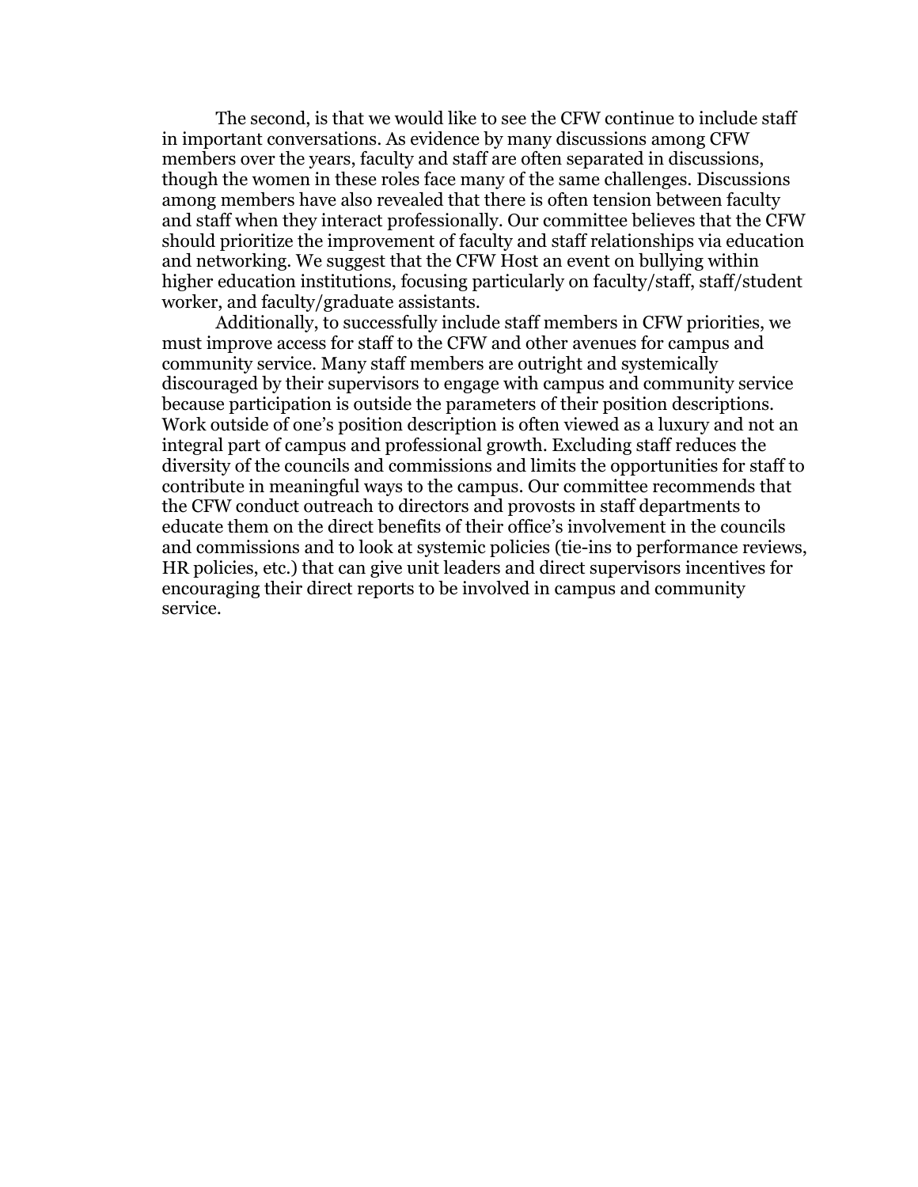The second, is that we would like to see the CFW continue to include staff in important conversations. As evidence by many discussions among CFW members over the years, faculty and staff are often separated in discussions, though the women in these roles face many of the same challenges. Discussions among members have also revealed that there is often tension between faculty and staff when they interact professionally. Our committee believes that the CFW should prioritize the improvement of faculty and staff relationships via education and networking. We suggest that the CFW Host an event on bullying within higher education institutions, focusing particularly on faculty/staff, staff/student worker, and faculty/graduate assistants.

Additionally, to successfully include staff members in CFW priorities, we must improve access for staff to the CFW and other avenues for campus and community service. Many staff members are outright and systemically discouraged by their supervisors to engage with campus and community service because participation is outside the parameters of their position descriptions. Work outside of one's position description is often viewed as a luxury and not an integral part of campus and professional growth. Excluding staff reduces the diversity of the councils and commissions and limits the opportunities for staff to contribute in meaningful ways to the campus. Our committee recommends that the CFW conduct outreach to directors and provosts in staff departments to educate them on the direct benefits of their office's involvement in the councils and commissions and to look at systemic policies (tie-ins to performance reviews, HR policies, etc.) that can give unit leaders and direct supervisors incentives for encouraging their direct reports to be involved in campus and community service.